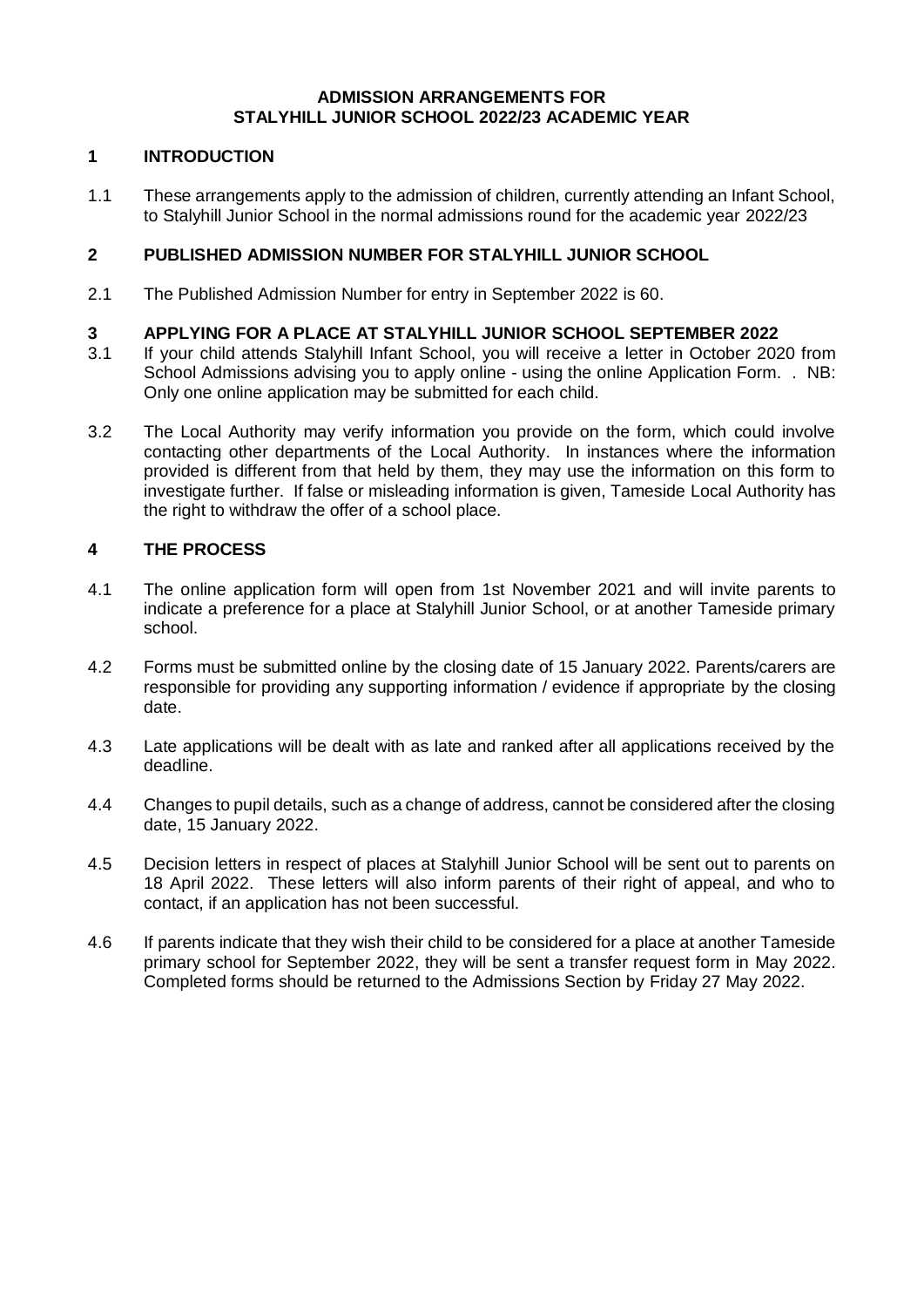# ADMISSION ARRANGEMENTS FOR STALYHILL JUNIOR SCHOOL 2022/23 ACADEMIC YEAR

## 1 INTRODUCTION

1.1 These arrangements apply to the admission of children, currently attending an Infant School, to Stalyhill Junior School in the normal admissions round for the academic year 2022/23

## 2 PUBLISHED ADMISSION NUMBER FOR STALYHILL JUNIOR SCHOOL

2.1 The Published Admission Number for entry in September 2022 is 60.

## 3 APPLYING FOR A PLACE AT STALYHILL JUNIOR SCHOOL SEPTEMBER 2022

3.1 If your child attends Stalyhill Infant School, you will receive a letter in October 2020 from School Admissions advising you to apply online - using the online Application Form. . NB: Only one online application may be submitted for each child.

3.2 The Local Authority may verify information you provide on the form, which could involve contacting other departments of the Local Authority. In instances where the information provided is different from that held by them, they may use the information on this form to investigate further. If false or misleading information is given, Tameside Local Authority has the right to withdraw the offer of a school place.

## 4 THE PROCESS

4.1 The online application form will open from 1st November 2021 and will invite parents to indicate a preference for a place at Stalyhill Junior School, or at another Tameside primary school.

4.2 Forms must be submitted online by the closing date of 15 January 2022. Parents/carers are responsible for providing any supporting information / evidence if appropriate by the closing date.

4.3 Late applications will be dealt with as late and ranked after all applications received by the deadline.

4.4 Changes to pupil details, such as a change of address, cannot be considered after the closing date, 15 January 2022.

4.5 Decision letters in respect of places at Stalyhill Junior School will be sent out to parents on 18 April 2022. These letters will also inform parents of their right of appeal, and who to contact, if an application has not been successful.

4.6 If parents indicate that they wish their child to be considered for a place at another Tameside primary school for September 2022, they will be sent a transfer request form in May 2022. Completed forms should be returned to the Admissions Section by Friday 27 May 2022.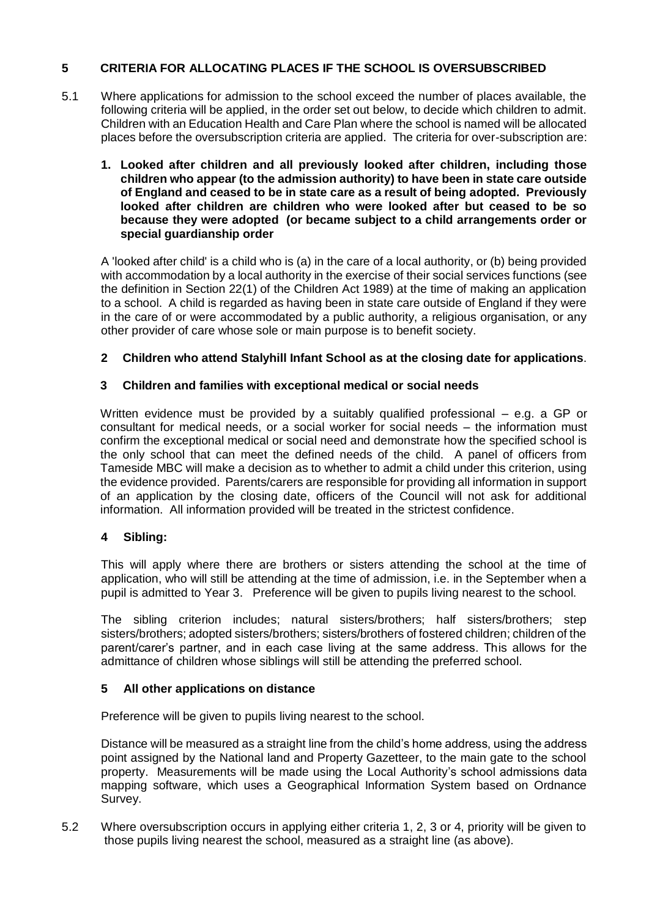## 5 CRITERIA FOR ALLOCATING PLACES IF THE SCHOOL IS OVERSUBSCRIBED

5.1 Where applications for admission to the school exceed the number of places available, the following criteria will be applied, in the order set out below, to decide which children to admit. Children with an Education Health and Care Plan where the school is named will be allocated places before the oversubscription criteria are applied. The criteria for over-subscription are:

**1. Looked after children and all previously looked after children, including those children who appear (to the admission authority) to have been in state care outside of England and ceased to be in state care as a result of being adopted. Previously looked after children are children who were looked after but ceased to be so because they were adopted (or became subject to a child arrangements order or special guardianship order**

A 'looked after child' is a child who is (a) in the care of a local authority, or (b) being provided with accommodation by a local authority in the exercise of their social services functions (see the definition in Section 22(1) of the Children Act 1989) at the time of making an application to a school. A child is regarded as having been in state care outside of England if they were in the care of or were accommodated by a public authority, a religious organisation, or any other provider of care whose sole or main purpose is to benefit society.

**2 Children who attend Stalyhill Infant School as at the closing date for applications**.

**3 Children and families with exceptional medical or social needs**

Written evidence must be provided by a suitably qualified professional – e.g. a GP or consultant for medical needs, or a social worker for social needs – the information must confirm the exceptional medical or social need and demonstrate how the specified school is the only school that can meet the defined needs of the child. A panel of officers from Tameside MBC will make a decision as to whether to admit a child under this criterion, using the evidence provided. Parents/carers are responsible for providing all information in support of an application by the closing date, officers of the Council will not ask for additional information. All information provided will be treated in the strictest confidence.

**4 Sibling:**

This will apply where there are brothers or sisters attending the school at the time of application, who will still be attending at the time of admission, i.e. in the September when a pupil is admitted to Year 3. Preference will be given to pupils living nearest to the school.

The sibling criterion includes; natural sisters/brothers; half sisters/brothers; step sisters/brothers; adopted sisters/brothers; sisters/brothers of fostered children; children of the parent/carer's partner, and in each case living at the same address. This allows for the admittance of children whose siblings will still be attending the preferred school.

**5 All other applications on distance**

Preference will be given to pupils living nearest to the school.

Distance will be measured as a straight line from the child's home address, using the address point assigned by the National land and Property Gazetteer, to the main gate to the school property. Measurements will be made using the Local Authority's school admissions data mapping software, which uses a Geographical Information System based on Ordnance Survey.

5.2 Where oversubscription occurs in applying either criteria 1, 2, 3 or 4, priority will be given to those pupils living nearest the school, measured as a straight line (as above).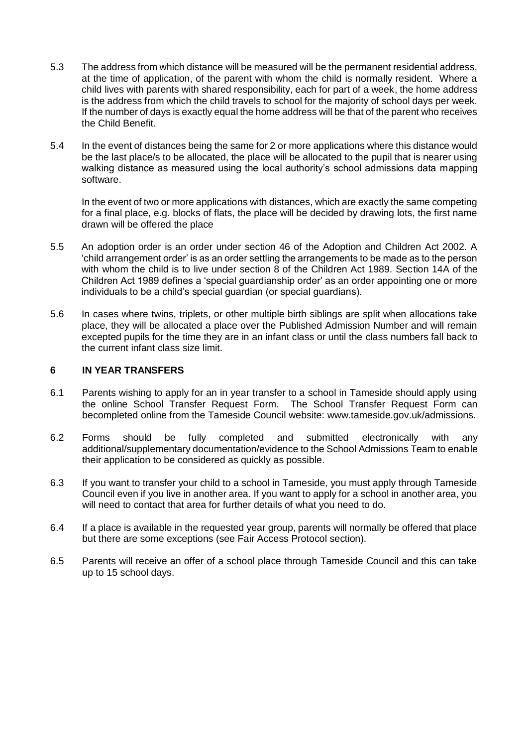5.3 The address from which distance will be measured will be the permanent residential address, at the time of application, of the parent with whom the child is normally resident. Where a child lives with parents with shared responsibility, each for part of a week, the home address is the address from which the child travels to school for the majority of school days per week. If the number of days is exactly equal the home address will be that of the parent who receives the Child Benefit.

5.4 In the event of distances being the same for 2 or more applications where this distance would be the last place/s to be allocated, the place will be allocated to the pupil that is nearer using walking distance as measured using the local authority's school admissions data mapping software.

In the event of two or more applications with distances, which are exactly the same competing for a final place, e.g. blocks of flats, the place will be decided by drawing lots, the first name drawn will be offered the place

5.5 An adoption order is an order under section 46 of the Adoption and Children Act 2002. A 'child arrangement order' is as an order settling the arrangements to be made as to the person with whom the child is to live under section 8 of the Children Act 1989. Section 14A of the Children Act 1989 defines a 'special guardianship order' as an order appointing one or more individuals to be a child's special guardian (or special guardians).

5.6 In cases where twins, triplets, or other multiple birth siblings are split when allocations take place, they will be allocated a place over the Published Admission Number and will remain excepted pupils for the time they are in an infant class or until the class numbers fall back to the current infant class size limit.

## 6 IN YEAR TRANSFERS

6.1 Parents wishing to apply for an in year transfer to a school in Tameside should apply using the online School Transfer Request Form. The School Transfer Request Form can becompleted online from the Tameside Council website: www.tameside.gov.uk/admissions.

6.2 Forms should be fully completed and submitted electronically with any additional/supplementary documentation/evidence to the School Admissions Team to enable their application to be considered as quickly as possible.

6.3 If you want to transfer your child to a school in Tameside, you must apply through Tameside Council even if you live in another area. If you want to apply for a school in another area, you will need to contact that area for further details of what you need to do.

6.4 If a place is available in the requested year group, parents will normally be offered that place but there are some exceptions (see Fair Access Protocol section).

6.5 Parents will receive an offer of a school place through Tameside Council and this can take up to 15 school days.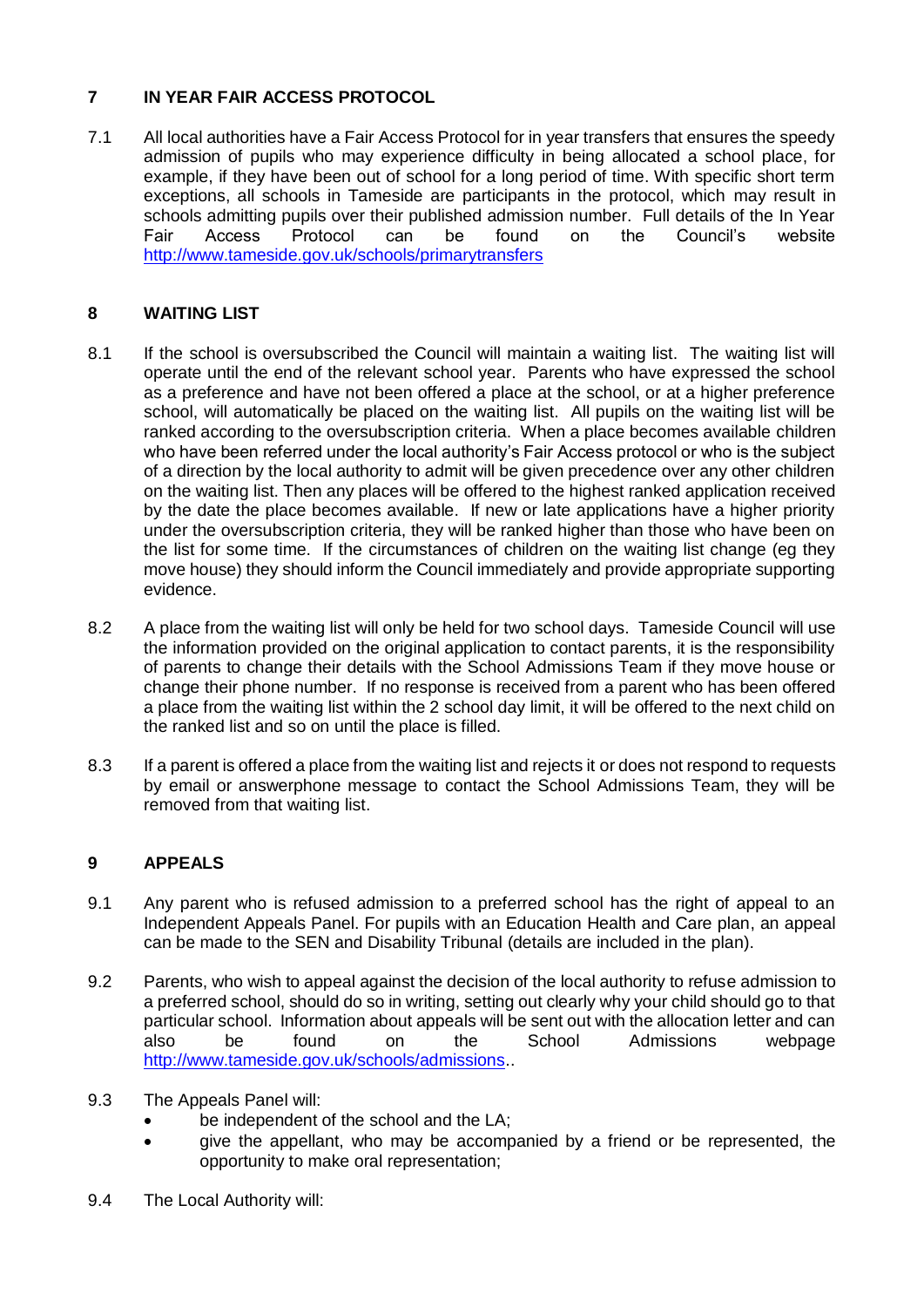## 7 IN YEAR FAIR ACCESS PROTOCOL

7.1 All local authorities have a Fair Access Protocol for in year transfers that ensures the speedy admission of pupils who may experience difficulty in being allocated a school place, for example, if they have been out of school for a long period of time. With specific short term exceptions, all schools in Tameside are participants in the protocol, which may result in schools admitting pupils over their published admission number. Full details of the In Year Fair Access Protocol can be found on the Council's website http://www.tameside.gov.uk/schools/primarytransfers

## 8 WAITING LIST

8.1 If the school is oversubscribed the Council will maintain a waiting list. The waiting list will operate until the end of the relevant school year. Parents who have expressed the school as a preference and have not been offered a place at the school, or at a higher preference school, will automatically be placed on the waiting list. All pupils on the waiting list will be ranked according to the oversubscription criteria. When a place becomes available children who have been referred under the local authority's Fair Access protocol or who is the subject of a direction by the local authority to admit will be given precedence over any other children on the waiting list. Then any places will be offered to the highest ranked application received by the date the place becomes available. If new or late applications have a higher priority under the oversubscription criteria, they will be ranked higher than those who have been on the list for some time. If the circumstances of children on the waiting list change (eg they move house) they should inform the Council immediately and provide appropriate supporting evidence.

8.2 A place from the waiting list will only be held for two school days. Tameside Council will use the information provided on the original application to contact parents, it is the responsibility of parents to change their details with the School Admissions Team if they move house or change their phone number. If no response is received from a parent who has been offered a place from the waiting list within the 2 school day limit, it will be offered to the next child on the ranked list and so on until the place is filled.

8.3 If a parent is offered a place from the waiting list and rejects it or does not respond to requests by email or answerphone message to contact the School Admissions Team, they will be removed from that waiting list.

## 9 APPEALS

9.1 Any parent who is refused admission to a preferred school has the right of appeal to an Independent Appeals Panel. For pupils with an Education Health and Care plan, an appeal can be made to the SEN and Disability Tribunal (details are included in the plan).

9.2 Parents, who wish to appeal against the decision of the local authority to refuse admission to a preferred school, should do so in writing, setting out clearly why your child should go to that particular school. Information about appeals will be sent out with the allocation letter and can also be found on the School Admissions webpage http://www.tameside.gov.uk/schools/admissions..

9.3 The Appeals Panel will:

- be independent of the school and the LA;
- give the appellant, who may be accompanied by a friend or be represented, the opportunity to make oral representation;

9.4 The Local Authority will: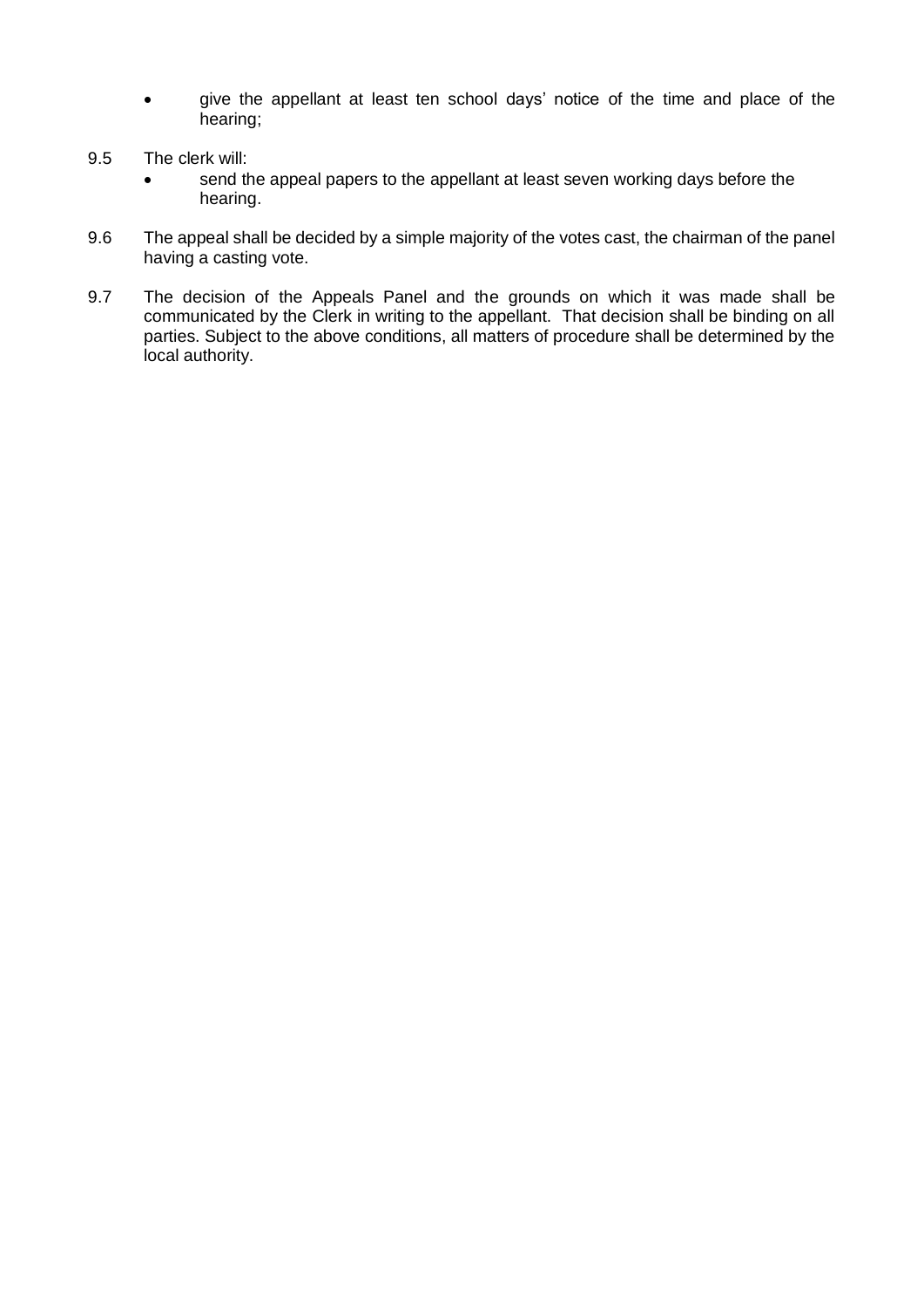- give the appellant at least ten school days' notice of the time and place of the hearing;

9.5 The clerk will:

- send the appeal papers to the appellant at least seven working days before the hearing.

9.6 The appeal shall be decided by a simple majority of the votes cast, the chairman of the panel having a casting vote.

9.7 The decision of the Appeals Panel and the grounds on which it was made shall be communicated by the Clerk in writing to the appellant. That decision shall be binding on all parties. Subject to the above conditions, all matters of procedure shall be determined by the local authority.